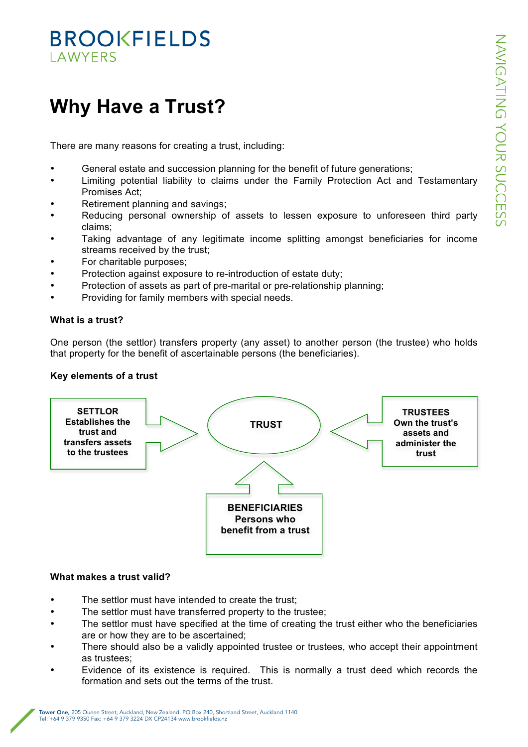# BROOKFIELDS LAWYERS

# Why Have a Trust?

There are many reasons for creating a trust, including:

- General estate and succession planning for the benefit of future generations;
- Limiting potential liability to claims under the Family Protection Act and Testamentary Promises Act;
- Retirement planning and savings;
- Reducing personal ownership of assets to lessen exposure to unforeseen third party claims;
- Taking advantage of any legitimate income splitting amongst beneficiaries for income streams received by the trust;
- For charitable purposes;
- Protection against exposure to re-introduction of estate duty;
- Protection of assets as part of pre-marital or pre-relationship planning;
- Providing for family members with special needs.

**What is a trust?**

One person (the settlor) transfers property (any asset) to another person (the trustee) who holds that property for the benefit of ascertainable persons (the beneficiaries).

**Key elements of a trust**

SETTLOR
Establishes the trust and transfers assets to the trustees

TRUST

TRUSTEES
Own the trust's assets and administer the trust

BENEFICIARIES
Persons who benefit from a trust

**What makes a trust valid?**

- The settlor must have intended to create the trust;
- The settlor must have transferred property to the trustee;
- The settlor must have specified at the time of creating the trust either who the beneficiaries are or how they are to be ascertained;
- There should also be a validly appointed trustee or trustees, who accept their appointment as trustees;
- Evidence of its existence is required. This is normally a trust deed which records the formation and sets out the terms of the trust.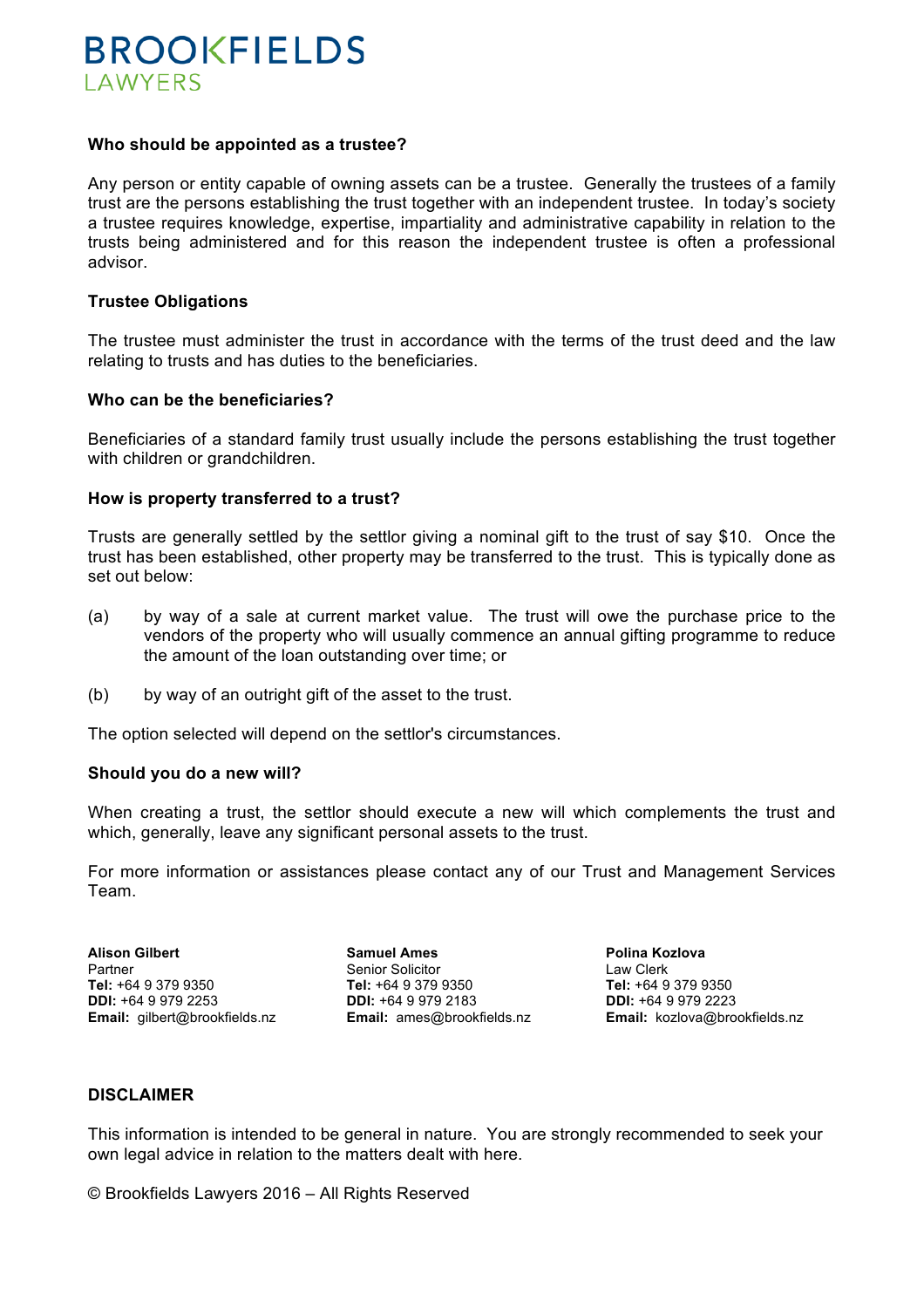**BROOKFIELDS**
LAWYERS

**Who should be appointed as a trustee?**

Any person or entity capable of owning assets can be a trustee. Generally the trustees of a family trust are the persons establishing the trust together with an independent trustee. In today's society a trustee requires knowledge, expertise, impartiality and administrative capability in relation to the trusts being administered and for this reason the independent trustee is often a professional advisor.

**Trustee Obligations**

The trustee must administer the trust in accordance with the terms of the trust deed and the law relating to trusts and has duties to the beneficiaries.

**Who can be the beneficiaries?**

Beneficiaries of a standard family trust usually include the persons establishing the trust together with children or grandchildren.

**How is property transferred to a trust?**

Trusts are generally settled by the settlor giving a nominal gift to the trust of say $10. Once the trust has been established, other property may be transferred to the trust. This is typically done as set out below:

(a) by way of a sale at current market value. The trust will owe the purchase price to the vendors of the property who will usually commence an annual gifting programme to reduce the amount of the loan outstanding over time; or

(b) by way of an outright gift of the asset to the trust.

The option selected will depend on the settlor's circumstances.

**Should you do a new will?**

When creating a trust, the settlor should execute a new will which complements the trust and which, generally, leave any significant personal assets to the trust.

For more information or assistances please contact any of our Trust and Management Services Team.

**Alison Gilbert**
Partner
**Tel:** +64 9 379 9350
**DDI:** +64 9 979 2253
**Email:** gilbert@brookfields.nz

**Samuel Ames**
Senior Solicitor
**Tel:** +64 9 379 9350
**DDI:** +64 9 979 2183
**Email:** ames@brookfields.nz

**Polina Kozlova**
Law Clerk
**Tel:** +64 9 379 9350
**DDI:** +64 9 979 2223
**Email:** kozlova@brookfields.nz

**DISCLAIMER**

This information is intended to be general in nature. You are strongly recommended to seek your own legal advice in relation to the matters dealt with here.

© Brookfields Lawyers 2016 – All Rights Reserved